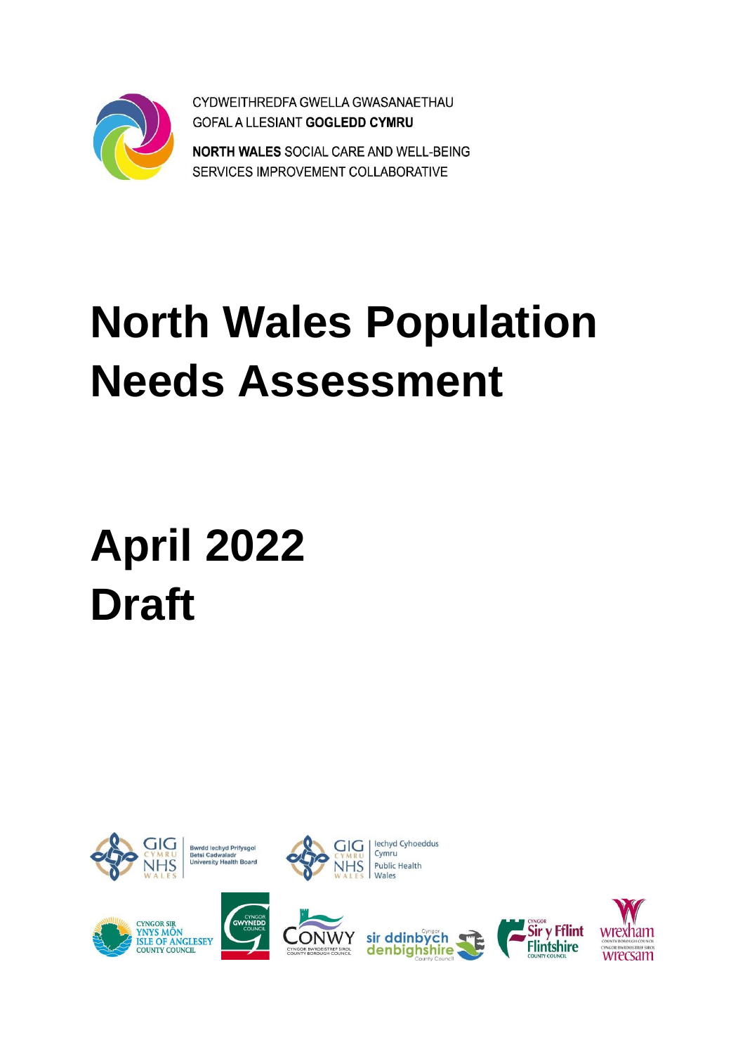CYDWEITHREDFA GWELLA GWASANAETHAU GOFAL A LLESIANT **GOGLEDD CYMRU**

**NORTH WALES** SOCIAL CARE AND WELL-BEING SERVICES IMPROVEMENT COLLABORATIVE

# North Wales Population Needs Assessment

# April 2022
# Draft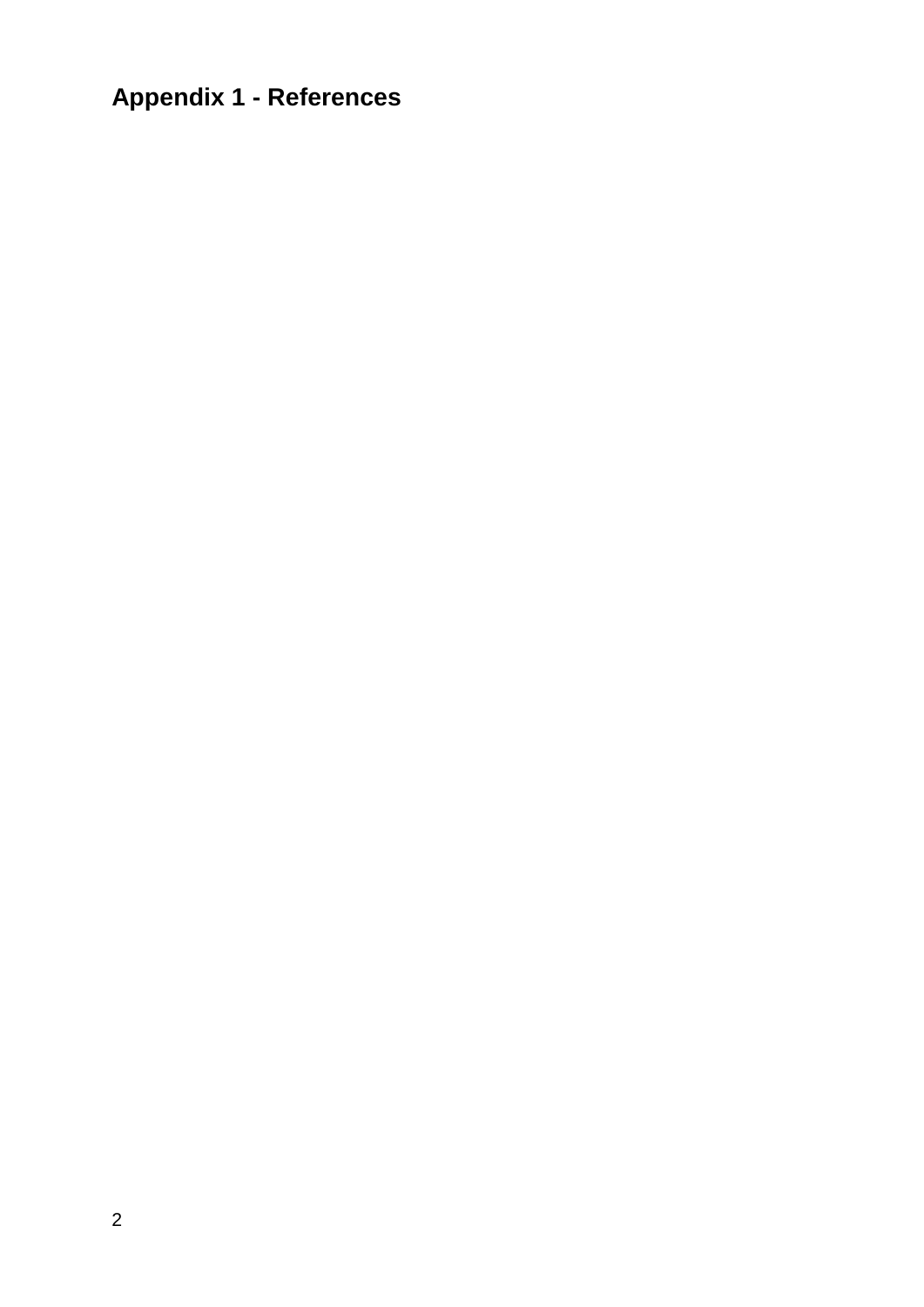## Appendix 1 - References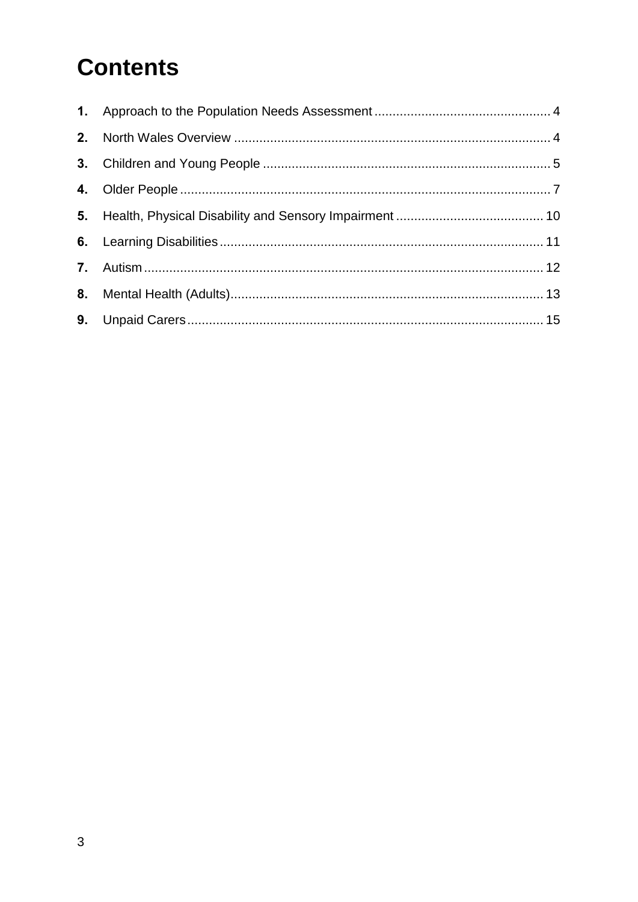# Contents

1. Approach to the Population Needs Assessment ................................................ 4
2. North Wales Overview ...................................................................................... 4
3. Children and Young People .............................................................................. 5
4. Older People ..................................................................................................... 7
5. Health, Physical Disability and Sensory Impairment ........................................ 10
6. Learning Disabilities ........................................................................................ 11
7. Autism ............................................................................................................. 12
8. Mental Health (Adults) ..................................................................................... 13
9. Unpaid Carers ................................................................................................. 15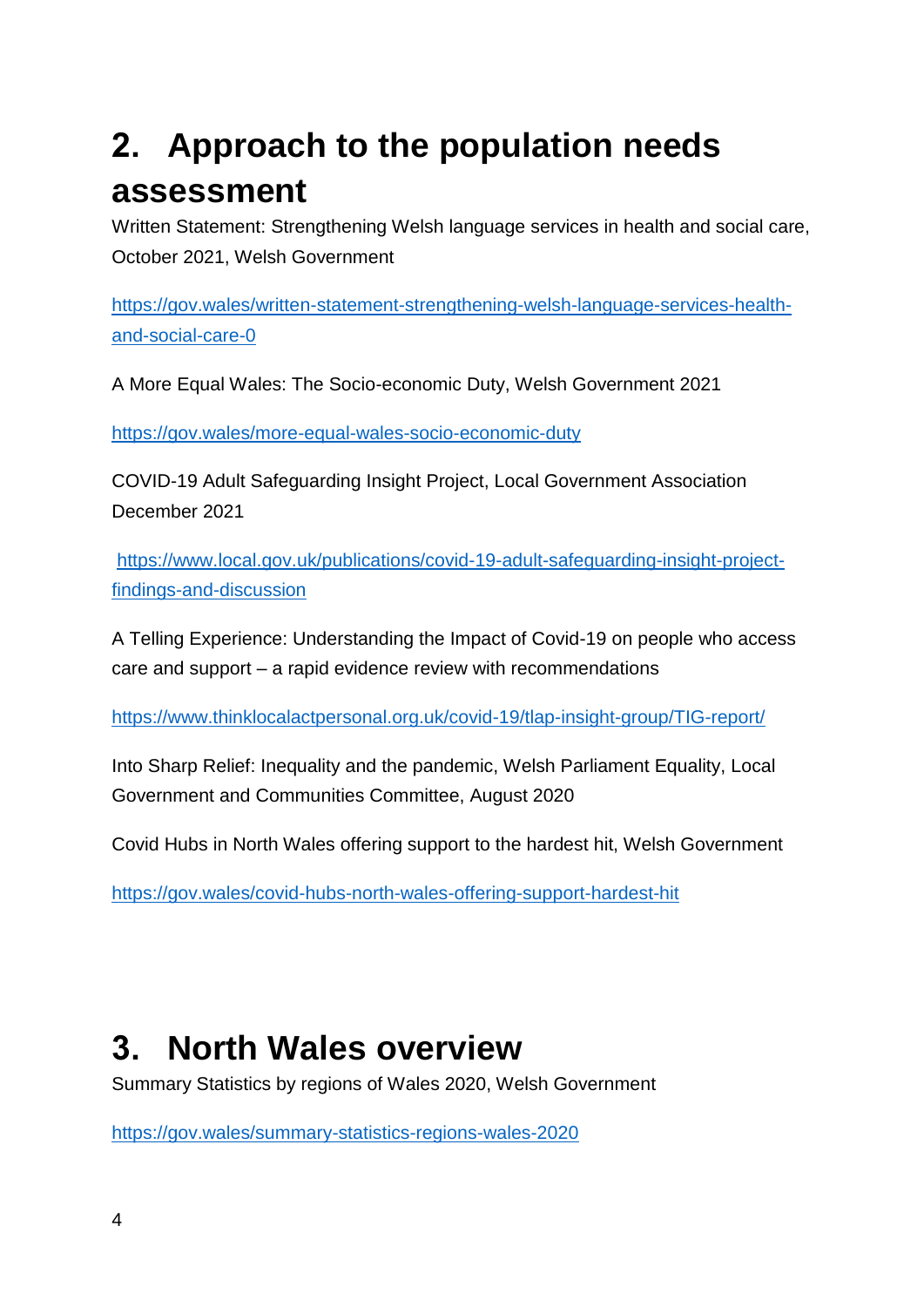# 2. Approach to the population needs assessment

Written Statement: Strengthening Welsh language services in health and social care, October 2021, Welsh Government

https://gov.wales/written-statement-strengthening-welsh-language-services-health-and-social-care-0

A More Equal Wales: The Socio-economic Duty, Welsh Government 2021

https://gov.wales/more-equal-wales-socio-economic-duty

COVID-19 Adult Safeguarding Insight Project, Local Government Association December 2021

https://www.local.gov.uk/publications/covid-19-adult-safeguarding-insight-project-findings-and-discussion

A Telling Experience: Understanding the Impact of Covid-19 on people who access care and support – a rapid evidence review with recommendations

https://www.thinklocalactpersonal.org.uk/covid-19/tlap-insight-group/TIG-report/

Into Sharp Relief: Inequality and the pandemic, Welsh Parliament Equality, Local Government and Communities Committee, August 2020

Covid Hubs in North Wales offering support to the hardest hit, Welsh Government

https://gov.wales/covid-hubs-north-wales-offering-support-hardest-hit

# 3. North Wales overview

Summary Statistics by regions of Wales 2020, Welsh Government

https://gov.wales/summary-statistics-regions-wales-2020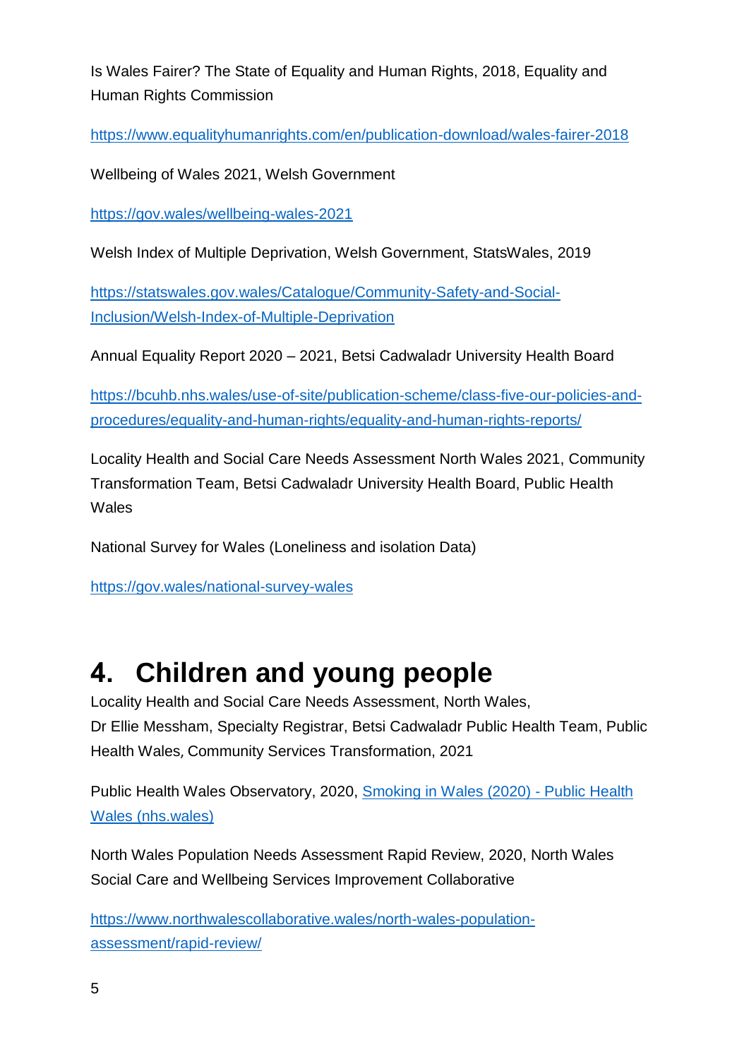Is Wales Fairer? The State of Equality and Human Rights, 2018, Equality and Human Rights Commission

[https://www.equalityhumanrights.com/en/publication-download/wales-fairer-2018](https://www.equalityhumanrights.com/en/publication-download/wales-fairer-2018)

Wellbeing of Wales 2021, Welsh Government

[https://gov.wales/wellbeing-wales-2021](https://gov.wales/wellbeing-wales-2021)

Welsh Index of Multiple Deprivation, Welsh Government, StatsWales, 2019

[https://statswales.gov.wales/Catalogue/Community-Safety-and-Social-Inclusion/Welsh-Index-of-Multiple-Deprivation](https://statswales.gov.wales/Catalogue/Community-Safety-and-Social-Inclusion/Welsh-Index-of-Multiple-Deprivation)

Annual Equality Report 2020 – 2021, Betsi Cadwaladr University Health Board

[https://bcuhb.nhs.wales/use-of-site/publication-scheme/class-five-our-policies-and-procedures/equality-and-human-rights/equality-and-human-rights-reports/](https://bcuhb.nhs.wales/use-of-site/publication-scheme/class-five-our-policies-and-procedures/equality-and-human-rights/equality-and-human-rights-reports/)

Locality Health and Social Care Needs Assessment North Wales 2021, Community Transformation Team, Betsi Cadwaladr University Health Board, Public Health Wales

National Survey for Wales (Loneliness and isolation Data)

[https://gov.wales/national-survey-wales](https://gov.wales/national-survey-wales)

# 4. Children and young people

Locality Health and Social Care Needs Assessment, North Wales, Dr Ellie Messham, Specialty Registrar, Betsi Cadwaladr Public Health Team, Public Health Wales, Community Services Transformation, 2021

Public Health Wales Observatory, 2020, Smoking in Wales (2020) - Public Health Wales (nhs.wales)

North Wales Population Needs Assessment Rapid Review, 2020, North Wales Social Care and Wellbeing Services Improvement Collaborative

[https://www.northwalescollaborative.wales/north-wales-population-assessment/rapid-review/](https://www.northwalescollaborative.wales/north-wales-population-assessment/rapid-review/)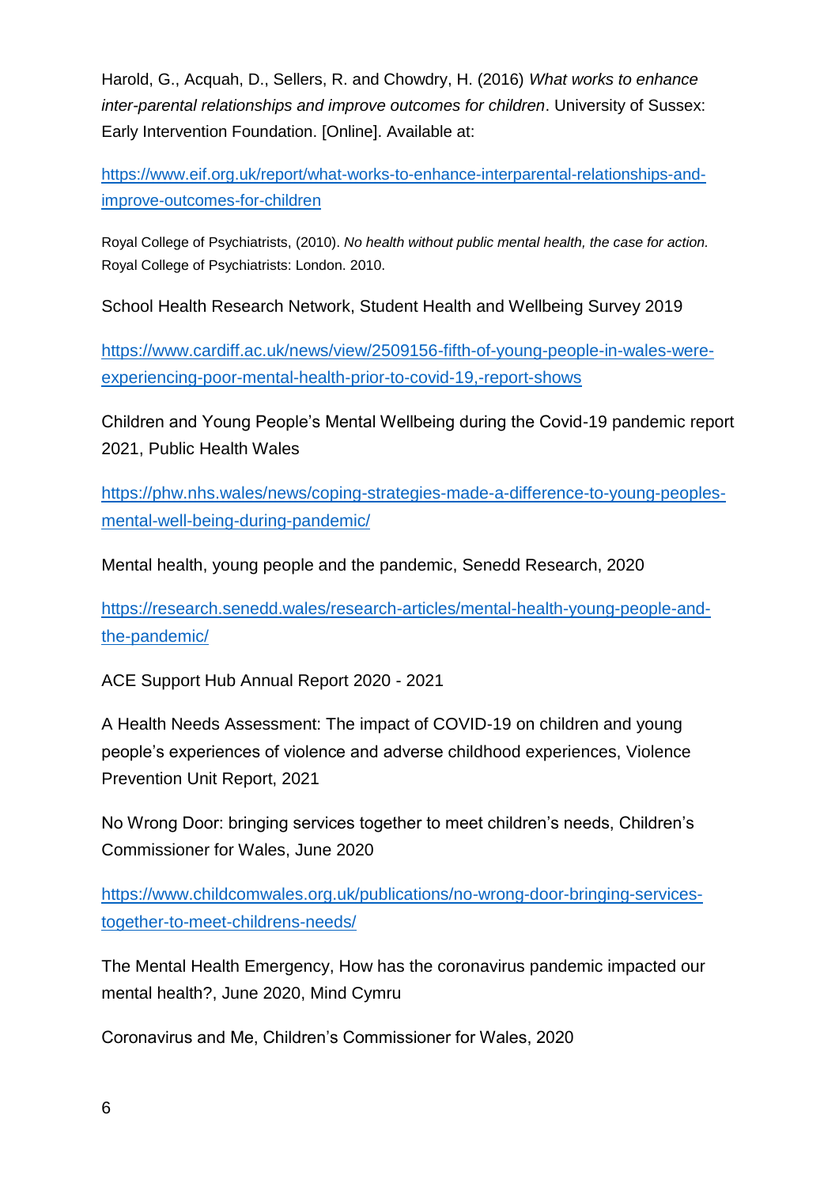Harold, G., Acquah, D., Sellers, R. and Chowdry, H. (2016) *What works to enhance inter-parental relationships and improve outcomes for children*. University of Sussex: Early Intervention Foundation. [Online]. Available at:

https://www.eif.org.uk/report/what-works-to-enhance-interparental-relationships-and-improve-outcomes-for-children

Royal College of Psychiatrists, (2010). *No health without public mental health, the case for action.* Royal College of Psychiatrists: London. 2010.

School Health Research Network, Student Health and Wellbeing Survey 2019

https://www.cardiff.ac.uk/news/view/2509156-fifth-of-young-people-in-wales-were-experiencing-poor-mental-health-prior-to-covid-19,-report-shows

Children and Young People's Mental Wellbeing during the Covid-19 pandemic report 2021, Public Health Wales

https://phw.nhs.wales/news/coping-strategies-made-a-difference-to-young-peoples-mental-well-being-during-pandemic/

Mental health, young people and the pandemic, Senedd Research, 2020

https://research.senedd.wales/research-articles/mental-health-young-people-and-the-pandemic/

ACE Support Hub Annual Report 2020 - 2021

A Health Needs Assessment: The impact of COVID-19 on children and young people's experiences of violence and adverse childhood experiences, Violence Prevention Unit Report, 2021

No Wrong Door: bringing services together to meet children's needs, Children's Commissioner for Wales, June 2020

https://www.childcomwales.org.uk/publications/no-wrong-door-bringing-services-together-to-meet-childrens-needs/

The Mental Health Emergency, How has the coronavirus pandemic impacted our mental health?, June 2020, Mind Cymru

Coronavirus and Me, Children's Commissioner for Wales, 2020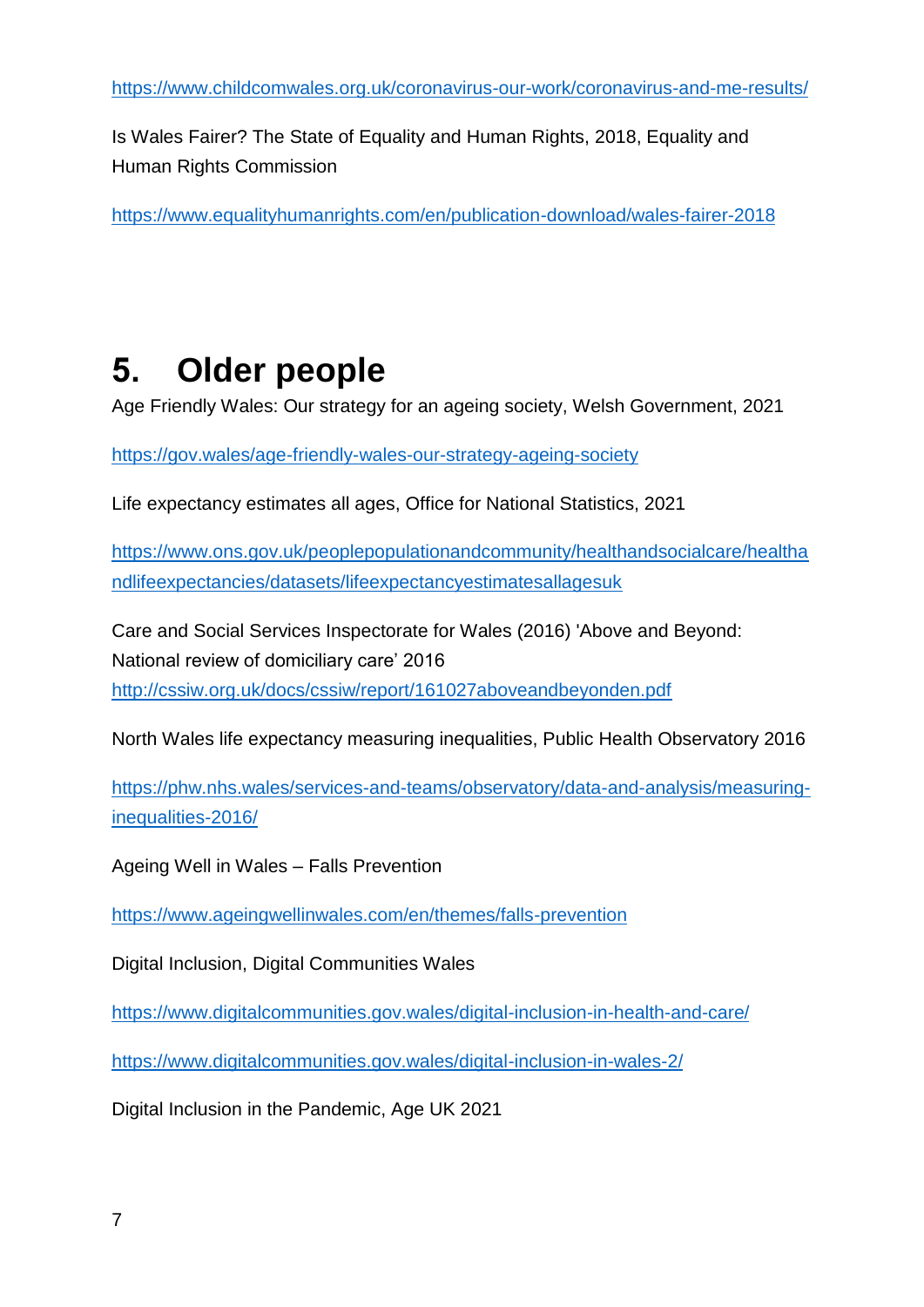https://www.childcomwales.org.uk/coronavirus-our-work/coronavirus-and-me-results/

Is Wales Fairer? The State of Equality and Human Rights, 2018, Equality and Human Rights Commission

https://www.equalityhumanrights.com/en/publication-download/wales-fairer-2018

# 5. Older people

Age Friendly Wales: Our strategy for an ageing society, Welsh Government, 2021

https://gov.wales/age-friendly-wales-our-strategy-ageing-society

Life expectancy estimates all ages, Office for National Statistics, 2021

https://www.ons.gov.uk/peoplepopulationandcommunity/healthandsocialcare/healthandlifeexpectancies/datasets/lifeexpectancyestimatesallagesuk

Care and Social Services Inspectorate for Wales (2016) 'Above and Beyond: National review of domiciliary care' 2016
http://cssiw.org.uk/docs/cssiw/report/161027aboveandbeyonden.pdf

North Wales life expectancy measuring inequalities, Public Health Observatory 2016

https://phw.nhs.wales/services-and-teams/observatory/data-and-analysis/measuring-inequalities-2016/

Ageing Well in Wales – Falls Prevention

https://www.ageingwellinwales.com/en/themes/falls-prevention

Digital Inclusion, Digital Communities Wales

https://www.digitalcommunities.gov.wales/digital-inclusion-in-health-and-care/

https://www.digitalcommunities.gov.wales/digital-inclusion-in-wales-2/

Digital Inclusion in the Pandemic, Age UK 2021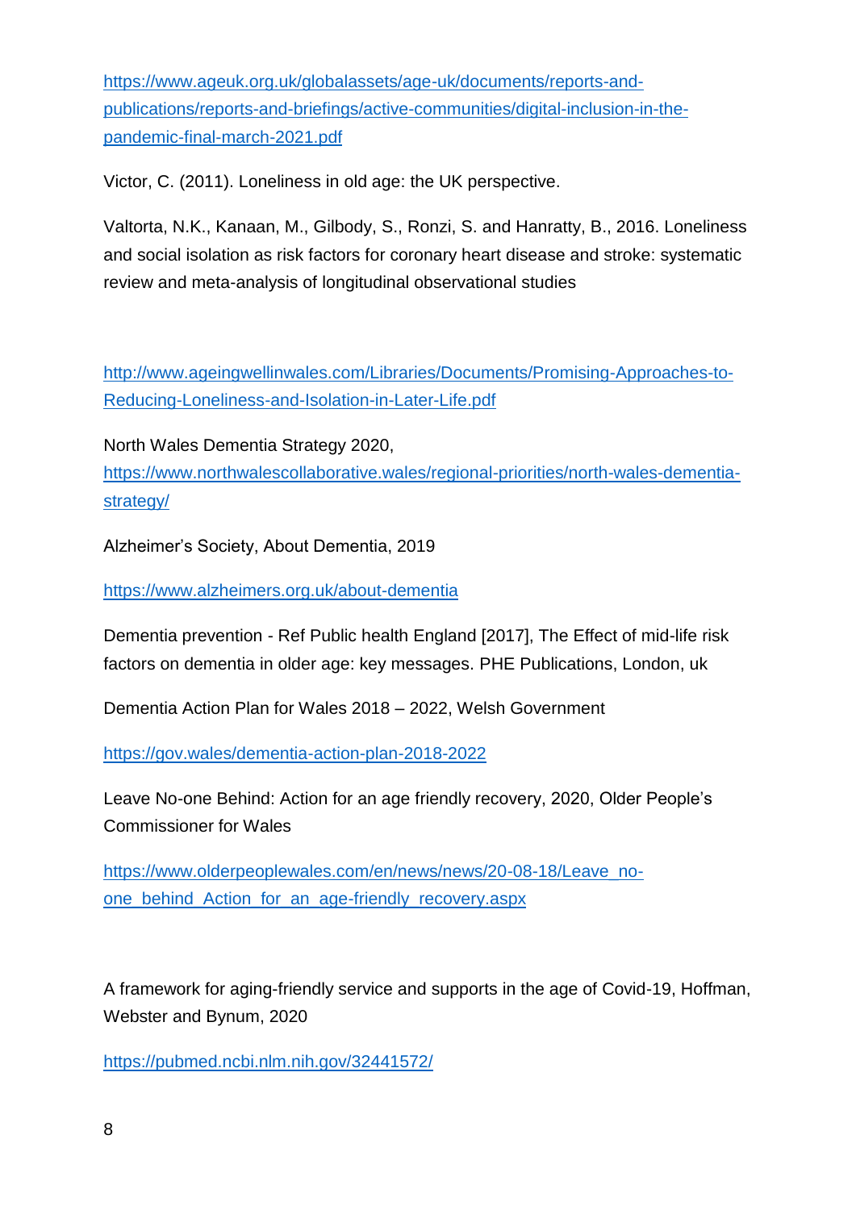https://www.ageuk.org.uk/globalassets/age-uk/documents/reports-and-publications/reports-and-briefings/active-communities/digital-inclusion-in-the-pandemic-final-march-2021.pdf

Victor, C. (2011). Loneliness in old age: the UK perspective.

Valtorta, N.K., Kanaan, M., Gilbody, S., Ronzi, S. and Hanratty, B., 2016. Loneliness and social isolation as risk factors for coronary heart disease and stroke: systematic review and meta-analysis of longitudinal observational studies

http://www.ageingwellinwales.com/Libraries/Documents/Promising-Approaches-to-Reducing-Loneliness-and-Isolation-in-Later-Life.pdf

North Wales Dementia Strategy 2020, https://www.northwalescollaborative.wales/regional-priorities/north-wales-dementia-strategy/

Alzheimer's Society, About Dementia, 2019

https://www.alzheimers.org.uk/about-dementia

Dementia prevention - Ref Public health England [2017], The Effect of mid-life risk factors on dementia in older age: key messages. PHE Publications, London, uk

Dementia Action Plan for Wales 2018 – 2022, Welsh Government

https://gov.wales/dementia-action-plan-2018-2022

Leave No-one Behind: Action for an age friendly recovery, 2020, Older People's Commissioner for Wales

https://www.olderpeoplewales.com/en/news/news/20-08-18/Leave_no-one_behind_Action_for_an_age-friendly_recovery.aspx

A framework for aging-friendly service and supports in the age of Covid-19, Hoffman, Webster and Bynum, 2020

https://pubmed.ncbi.nlm.nih.gov/32441572/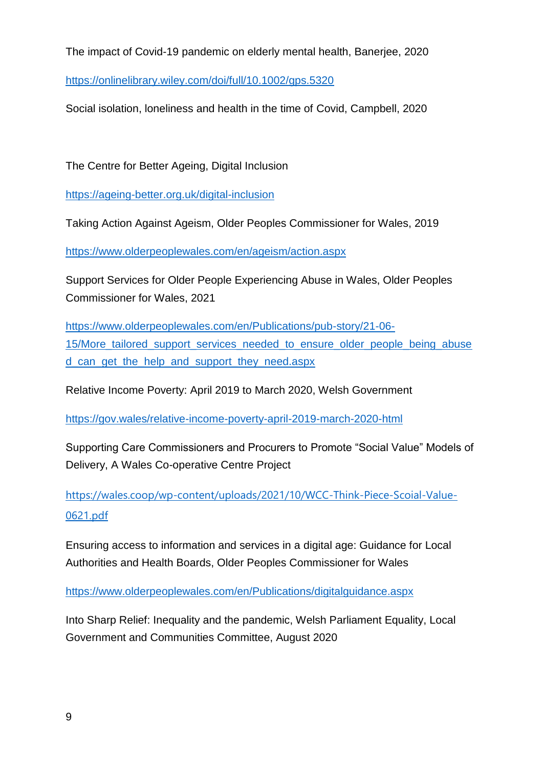The impact of Covid-19 pandemic on elderly mental health, Banerjee, 2020

https://onlinelibrary.wiley.com/doi/full/10.1002/gps.5320

Social isolation, loneliness and health in the time of Covid, Campbell, 2020

The Centre for Better Ageing, Digital Inclusion

https://ageing-better.org.uk/digital-inclusion

Taking Action Against Ageism, Older Peoples Commissioner for Wales, 2019

https://www.olderpeoplewales.com/en/ageism/action.aspx

Support Services for Older People Experiencing Abuse in Wales, Older Peoples Commissioner for Wales, 2021

https://www.olderpeoplewales.com/en/Publications/pub-story/21-06-15/More_tailored_support_services_needed_to_ensure_older_people_being_abused_can_get_the_help_and_support_they_need.aspx

Relative Income Poverty: April 2019 to March 2020, Welsh Government

https://gov.wales/relative-income-poverty-april-2019-march-2020-html

Supporting Care Commissioners and Procurers to Promote "Social Value" Models of Delivery, A Wales Co-operative Centre Project

https://wales.coop/wp-content/uploads/2021/10/WCC-Think-Piece-Scoial-Value-0621.pdf

Ensuring access to information and services in a digital age: Guidance for Local Authorities and Health Boards, Older Peoples Commissioner for Wales

https://www.olderpeoplewales.com/en/Publications/digitalguidance.aspx

Into Sharp Relief: Inequality and the pandemic, Welsh Parliament Equality, Local Government and Communities Committee, August 2020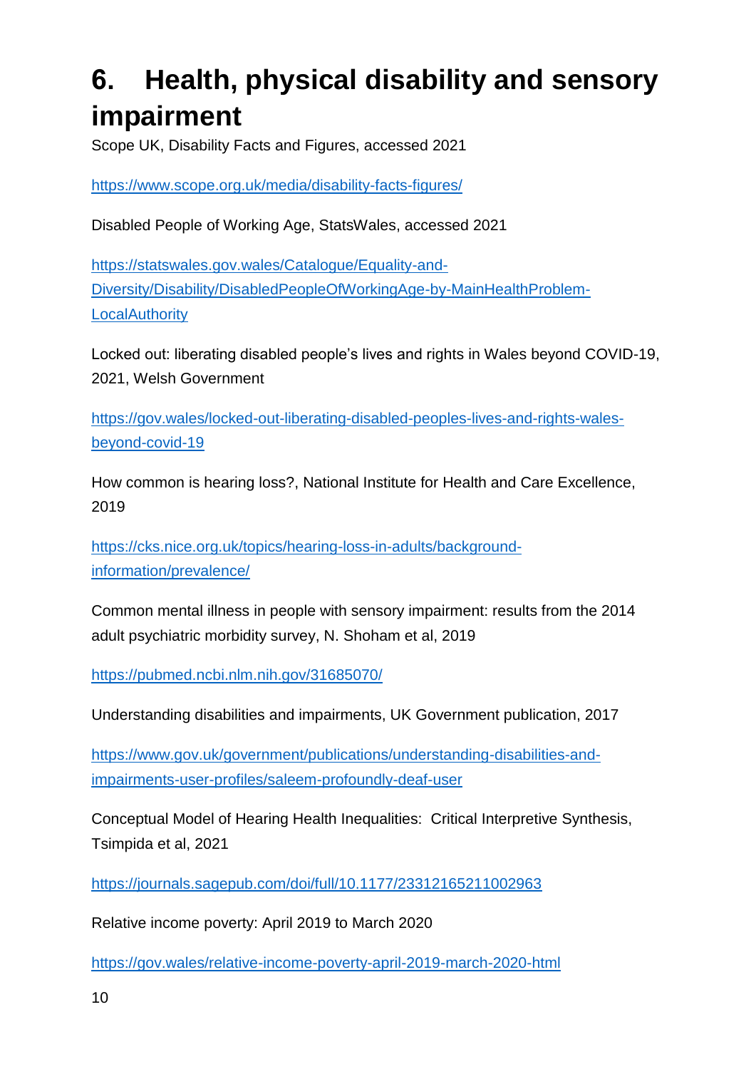# 6. Health, physical disability and sensory impairment

Scope UK, Disability Facts and Figures, accessed 2021

https://www.scope.org.uk/media/disability-facts-figures/

Disabled People of Working Age, StatsWales, accessed 2021

https://statswales.gov.wales/Catalogue/Equality-and-Diversity/Disability/DisabledPeopleOfWorkingAge-by-MainHealthProblem-LocalAuthority

Locked out: liberating disabled people's lives and rights in Wales beyond COVID-19, 2021, Welsh Government

https://gov.wales/locked-out-liberating-disabled-peoples-lives-and-rights-wales-beyond-covid-19

How common is hearing loss?, National Institute for Health and Care Excellence, 2019

https://cks.nice.org.uk/topics/hearing-loss-in-adults/background-information/prevalence/

Common mental illness in people with sensory impairment: results from the 2014 adult psychiatric morbidity survey, N. Shoham et al, 2019

https://pubmed.ncbi.nlm.nih.gov/31685070/

Understanding disabilities and impairments, UK Government publication, 2017

https://www.gov.uk/government/publications/understanding-disabilities-and-impairments-user-profiles/saleem-profoundly-deaf-user

Conceptual Model of Hearing Health Inequalities: Critical Interpretive Synthesis, Tsimpida et al, 2021

https://journals.sagepub.com/doi/full/10.1177/23312165211002963

Relative income poverty: April 2019 to March 2020

https://gov.wales/relative-income-poverty-april-2019-march-2020-html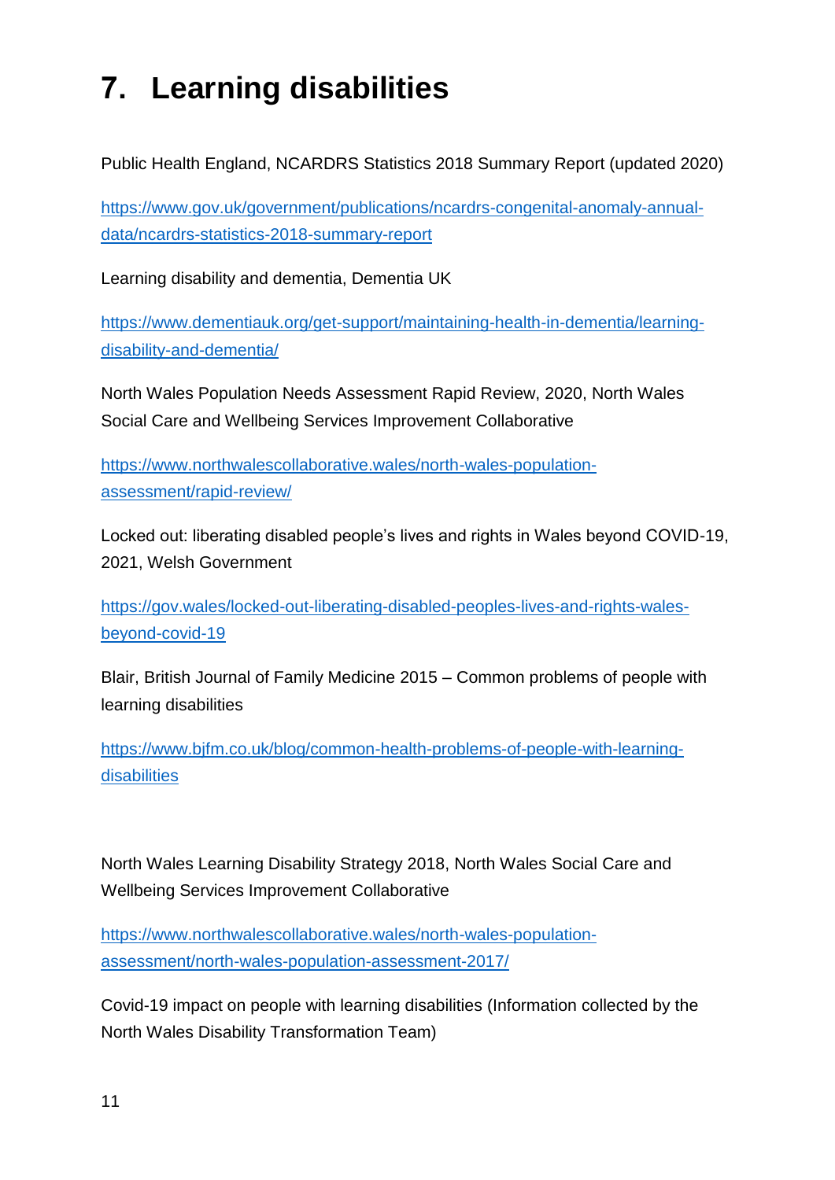# 7. Learning disabilities

Public Health England, NCARDRS Statistics 2018 Summary Report (updated 2020)

[https://www.gov.uk/government/publications/ncardrs-congenital-anomaly-annual-data/ncardrs-statistics-2018-summary-report](https://www.gov.uk/government/publications/ncardrs-congenital-anomaly-annual-data/ncardrs-statistics-2018-summary-report)

Learning disability and dementia, Dementia UK

[https://www.dementiauk.org/get-support/maintaining-health-in-dementia/learning-disability-and-dementia/](https://www.dementiauk.org/get-support/maintaining-health-in-dementia/learning-disability-and-dementia/)

North Wales Population Needs Assessment Rapid Review, 2020, North Wales Social Care and Wellbeing Services Improvement Collaborative

[https://www.northwalescollaborative.wales/north-wales-population-assessment/rapid-review/](https://www.northwalescollaborative.wales/north-wales-population-assessment/rapid-review/)

Locked out: liberating disabled people's lives and rights in Wales beyond COVID-19, 2021, Welsh Government

[https://gov.wales/locked-out-liberating-disabled-peoples-lives-and-rights-wales-beyond-covid-19](https://gov.wales/locked-out-liberating-disabled-peoples-lives-and-rights-wales-beyond-covid-19)

Blair, British Journal of Family Medicine 2015 – Common problems of people with learning disabilities

[https://www.bjfm.co.uk/blog/common-health-problems-of-people-with-learning-disabilities](https://www.bjfm.co.uk/blog/common-health-problems-of-people-with-learning-disabilities)

North Wales Learning Disability Strategy 2018, North Wales Social Care and Wellbeing Services Improvement Collaborative

[https://www.northwalescollaborative.wales/north-wales-population-assessment/north-wales-population-assessment-2017/](https://www.northwalescollaborative.wales/north-wales-population-assessment/north-wales-population-assessment-2017/)

Covid-19 impact on people with learning disabilities (Information collected by the North Wales Disability Transformation Team)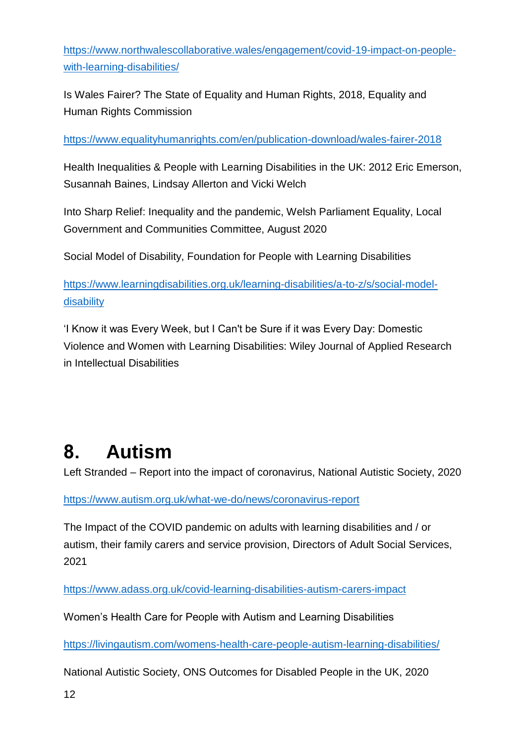https://www.northwalescollaborative.wales/engagement/covid-19-impact-on-people-with-learning-disabilities/

Is Wales Fairer? The State of Equality and Human Rights, 2018, Equality and Human Rights Commission

https://www.equalityhumanrights.com/en/publication-download/wales-fairer-2018

Health Inequalities & People with Learning Disabilities in the UK: 2012 Eric Emerson, Susannah Baines, Lindsay Allerton and Vicki Welch

Into Sharp Relief: Inequality and the pandemic, Welsh Parliament Equality, Local Government and Communities Committee, August 2020

Social Model of Disability, Foundation for People with Learning Disabilities

https://www.learningdisabilities.org.uk/learning-disabilities/a-to-z/s/social-model-disability

'I Know it was Every Week, but I Can't be Sure if it was Every Day: Domestic Violence and Women with Learning Disabilities: Wiley Journal of Applied Research in Intellectual Disabilities

# 8. Autism

Left Stranded – Report into the impact of coronavirus, National Autistic Society, 2020

https://www.autism.org.uk/what-we-do/news/coronavirus-report

The Impact of the COVID pandemic on adults with learning disabilities and / or autism, their family carers and service provision, Directors of Adult Social Services, 2021

https://www.adass.org.uk/covid-learning-disabilities-autism-carers-impact

Women's Health Care for People with Autism and Learning Disabilities

https://livingautism.com/womens-health-care-people-autism-learning-disabilities/

National Autistic Society, ONS Outcomes for Disabled People in the UK, 2020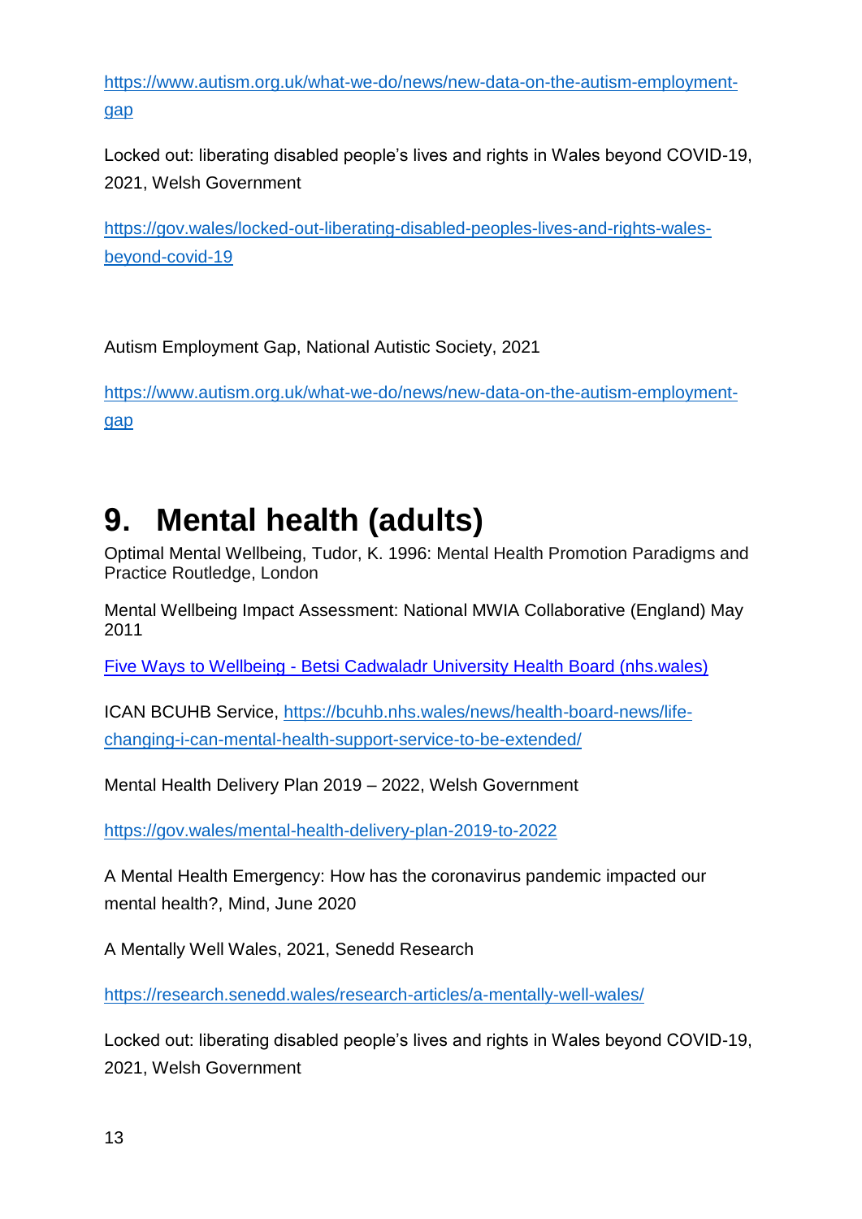https://www.autism.org.uk/what-we-do/news/new-data-on-the-autism-employment-gap

Locked out: liberating disabled people's lives and rights in Wales beyond COVID-19, 2021, Welsh Government

https://gov.wales/locked-out-liberating-disabled-peoples-lives-and-rights-wales-beyond-covid-19

Autism Employment Gap, National Autistic Society, 2021

https://www.autism.org.uk/what-we-do/news/new-data-on-the-autism-employment-gap

# 9. Mental health (adults)

Optimal Mental Wellbeing, Tudor, K. 1996: Mental Health Promotion Paradigms and Practice Routledge, London

Mental Wellbeing Impact Assessment: National MWIA Collaborative (England) May 2011

Five Ways to Wellbeing - Betsi Cadwaladr University Health Board (nhs.wales)

ICAN BCUHB Service, https://bcuhb.nhs.wales/news/health-board-news/life-changing-i-can-mental-health-support-service-to-be-extended/

Mental Health Delivery Plan 2019 – 2022, Welsh Government

https://gov.wales/mental-health-delivery-plan-2019-to-2022

A Mental Health Emergency: How has the coronavirus pandemic impacted our mental health?, Mind, June 2020

A Mentally Well Wales, 2021, Senedd Research

https://research.senedd.wales/research-articles/a-mentally-well-wales/

Locked out: liberating disabled people's lives and rights in Wales beyond COVID-19, 2021, Welsh Government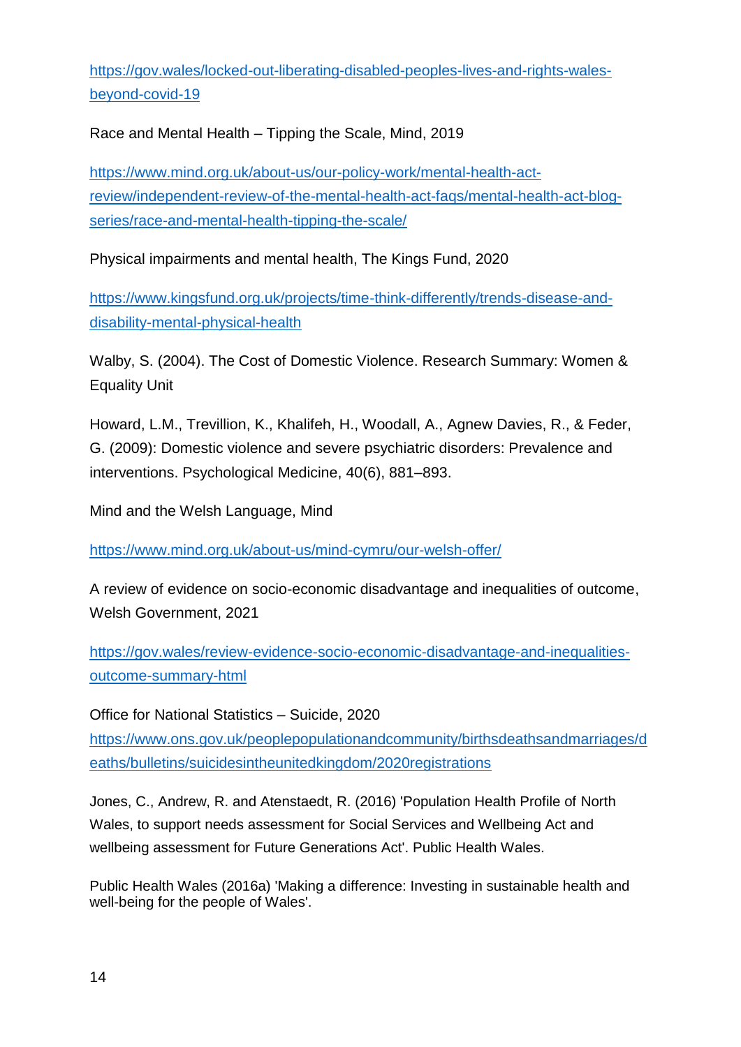https://gov.wales/locked-out-liberating-disabled-peoples-lives-and-rights-wales-beyond-covid-19

Race and Mental Health – Tipping the Scale, Mind, 2019

https://www.mind.org.uk/about-us/our-policy-work/mental-health-act-review/independent-review-of-the-mental-health-act-faqs/mental-health-act-blog-series/race-and-mental-health-tipping-the-scale/

Physical impairments and mental health, The Kings Fund, 2020

https://www.kingsfund.org.uk/projects/time-think-differently/trends-disease-and-disability-mental-physical-health

Walby, S. (2004). The Cost of Domestic Violence. Research Summary: Women & Equality Unit

Howard, L.M., Trevillion, K., Khalifeh, H., Woodall, A., Agnew Davies, R., & Feder, G. (2009): Domestic violence and severe psychiatric disorders: Prevalence and interventions. Psychological Medicine, 40(6), 881–893.

Mind and the Welsh Language, Mind

https://www.mind.org.uk/about-us/mind-cymru/our-welsh-offer/

A review of evidence on socio-economic disadvantage and inequalities of outcome, Welsh Government, 2021

https://gov.wales/review-evidence-socio-economic-disadvantage-and-inequalities-outcome-summary-html

Office for National Statistics – Suicide, 2020
https://www.ons.gov.uk/peoplepopulationandcommunity/birthsdeathsandmarriages/deaths/bulletins/suicidesintheunitedkingdom/2020registrations

Jones, C., Andrew, R. and Atenstaedt, R. (2016) 'Population Health Profile of North Wales, to support needs assessment for Social Services and Wellbeing Act and wellbeing assessment for Future Generations Act'. Public Health Wales.

Public Health Wales (2016a) 'Making a difference: Investing in sustainable health and well-being for the people of Wales'.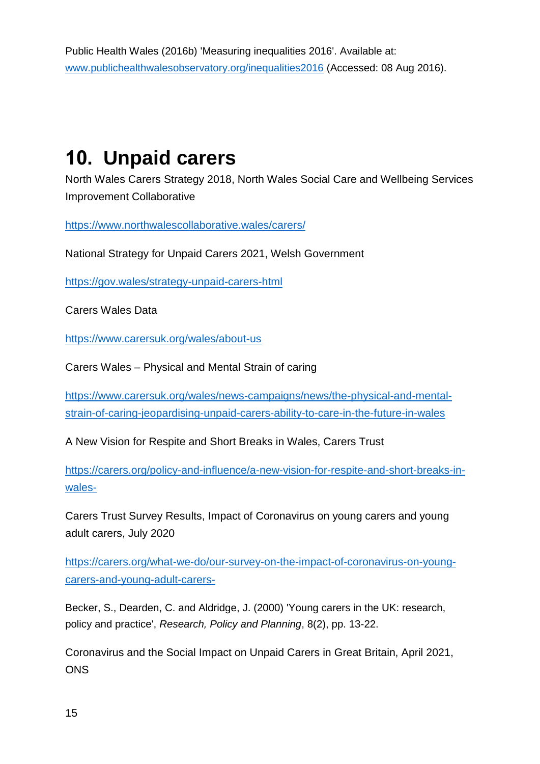Public Health Wales (2016b) 'Measuring inequalities 2016'. Available at: www.publichealthwalesobservatory.org/inequalities2016 (Accessed: 08 Aug 2016).

# 10. Unpaid carers

North Wales Carers Strategy 2018, North Wales Social Care and Wellbeing Services Improvement Collaborative

https://www.northwalescollaborative.wales/carers/

National Strategy for Unpaid Carers 2021, Welsh Government

https://gov.wales/strategy-unpaid-carers-html

Carers Wales Data

https://www.carersuk.org/wales/about-us

Carers Wales – Physical and Mental Strain of caring

https://www.carersuk.org/wales/news-campaigns/news/the-physical-and-mental-strain-of-caring-jeopardising-unpaid-carers-ability-to-care-in-the-future-in-wales

A New Vision for Respite and Short Breaks in Wales, Carers Trust

https://carers.org/policy-and-influence/a-new-vision-for-respite-and-short-breaks-in-wales-

Carers Trust Survey Results, Impact of Coronavirus on young carers and young adult carers, July 2020

https://carers.org/what-we-do/our-survey-on-the-impact-of-coronavirus-on-young-carers-and-young-adult-carers-

Becker, S., Dearden, C. and Aldridge, J. (2000) 'Young carers in the UK: research, policy and practice', *Research, Policy and Planning*, 8(2), pp. 13-22.

Coronavirus and the Social Impact on Unpaid Carers in Great Britain, April 2021, ONS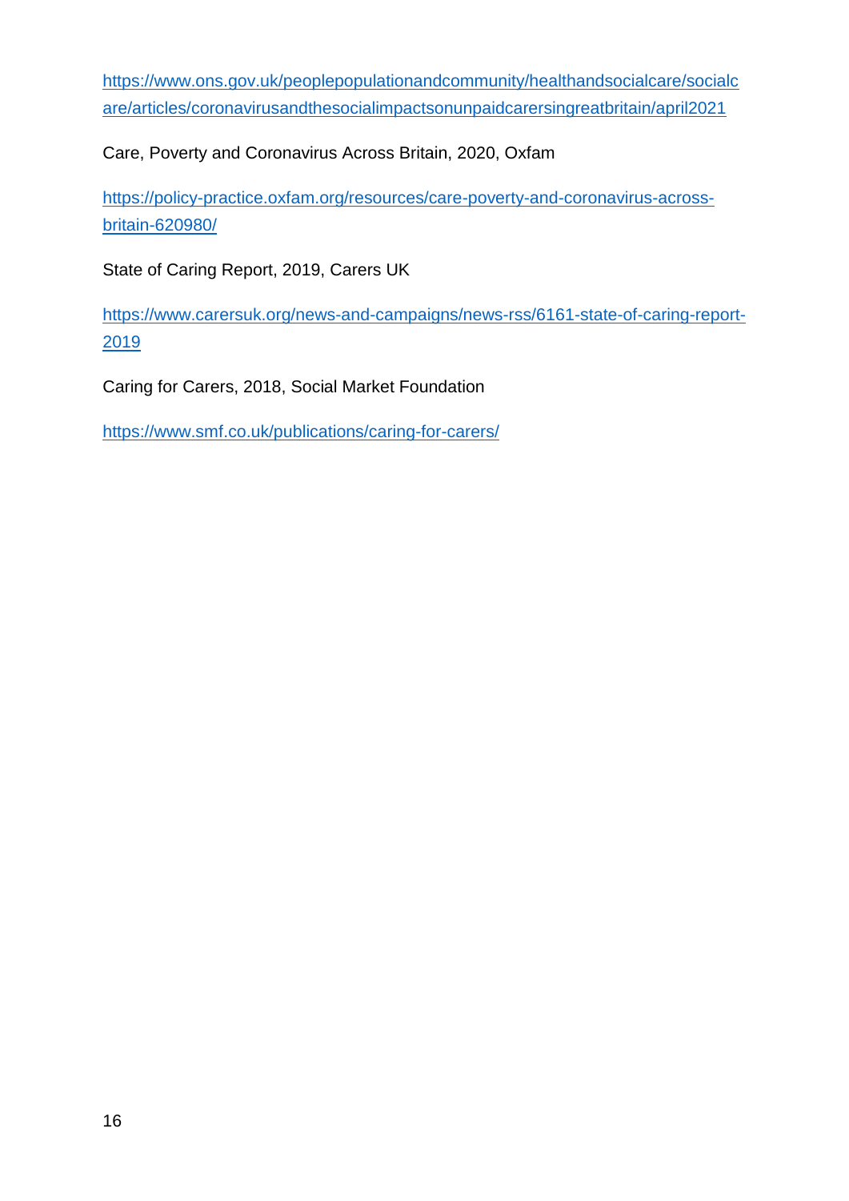https://www.ons.gov.uk/peoplepopulationandcommunity/healthandsocialcare/socialcare/articles/coronavirusandthesocialimpactsonunpaidcarersingreatbritain/april2021

Care, Poverty and Coronavirus Across Britain, 2020, Oxfam

https://policy-practice.oxfam.org/resources/care-poverty-and-coronavirus-across-britain-620980/

State of Caring Report, 2019, Carers UK

https://www.carersuk.org/news-and-campaigns/news-rss/6161-state-of-caring-report-2019

Caring for Carers, 2018, Social Market Foundation

https://www.smf.co.uk/publications/caring-for-carers/